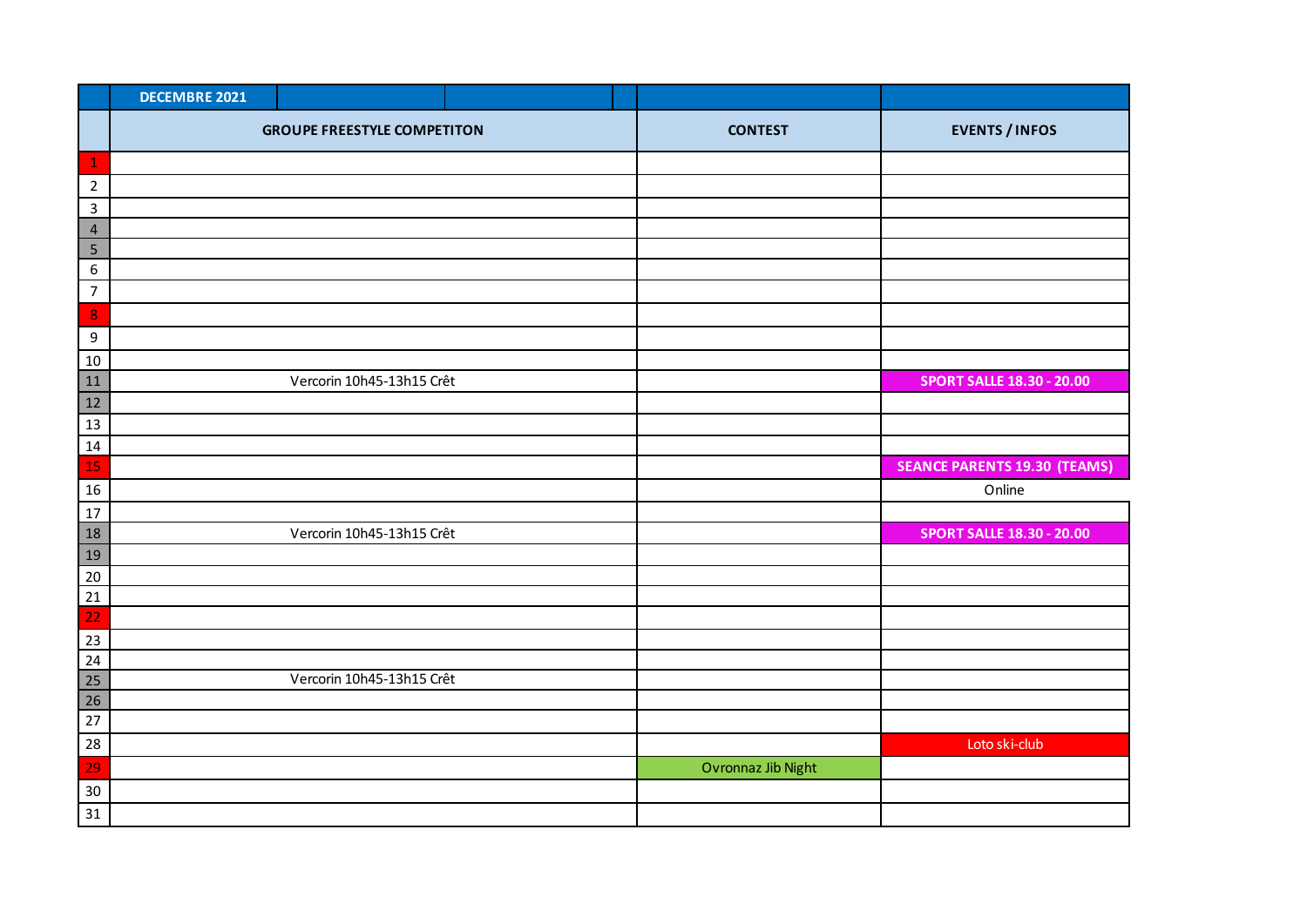| DECEMBRE 2021 | | | |
|---|---|---|---|
| | GROUPE FREESTYLE COMPETITON | CONTEST | EVENTS / INFOS |
| 1 | | | |
| 2 | | | |
| 3 | | | |
| 4 | | | |
| 5 | | | |
| 6 | | | |
| 7 | | | |
| 8 | | | |
| 9 | | | |
| 10 | | | |
| 11 | Vercorin 10h45-13h15 Crêt | | SPORT SALLE 18.30 - 20.00 |
| 12 | | | |
| 13 | | | |
| 14 | | | |
| 15 | | | SEANCE PARENTS 19.30 (TEAMS) |
| 16 | | | Online |
| 17 | | | |
| 18 | Vercorin 10h45-13h15 Crêt | | SPORT SALLE 18.30 - 20.00 |
| 19 | | | |
| 20 | | | |
| 21 | | | |
| 22 | | | |
| 23 | | | |
| 24 | | | |
| 25 | Vercorin 10h45-13h15 Crêt | | |
| 26 | | | |
| 27 | | | |
| 28 | | | Loto ski-club |
| 29 | | Ovronnaz Jib Night | |
| 30 | | | |
| 31 | | | |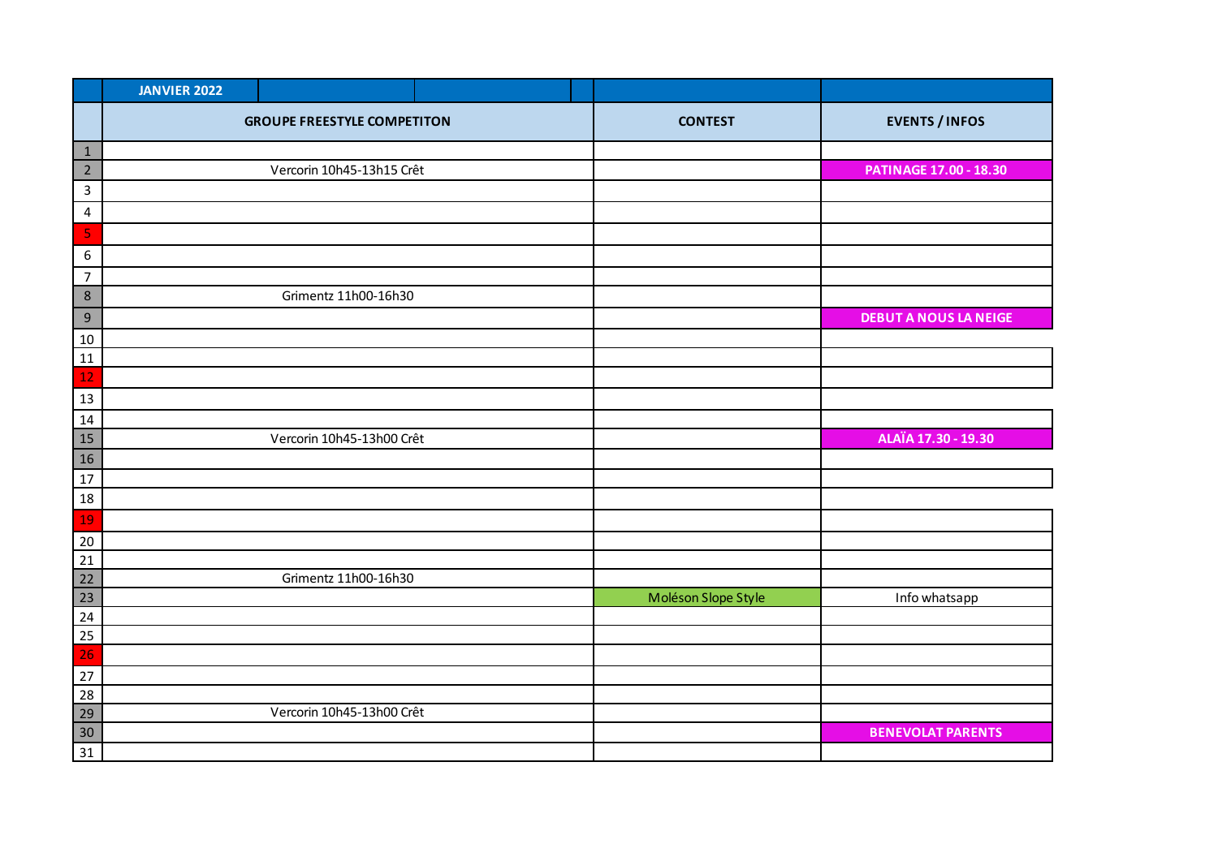| JANVIER 2022 | | | |
|---|---|---|---|
| | GROUPE FREESTYLE COMPETITON | CONTEST | EVENTS / INFOS |
| 1 | | | |
| 2 | Vercorin 10h45-13h15 Crêt | | **PATINAGE 17.00 - 18.30** |
| 3 | | | |
| 4 | | | |
| 5 | | | |
| 6 | | | |
| 7 | | | |
| 8 | Grimentz 11h00-16h30 | | |
| 9 | | | **DEBUT A NOUS LA NEIGE** |
| 10 | | | |
| 11 | | | |
| 12 | | | |
| 13 | | | |
| 14 | | | |
| 15 | Vercorin 10h45-13h00 Crêt | | **ALAÏA 17.30 - 19.30** |
| 16 | | | |
| 17 | | | |
| 18 | | | |
| 19 | | | |
| 20 | | | |
| 21 | | | |
| 22 | Grimentz 11h00-16h30 | | |
| 23 | | Moléson Slope Style | Info whatsapp |
| 24 | | | |
| 25 | | | |
| 26 | | | |
| 27 | | | |
| 28 | | | |
| 29 | Vercorin 10h45-13h00 Crêt | | |
| 30 | | | **BENEVOLAT PARENTS** |
| 31 | | | |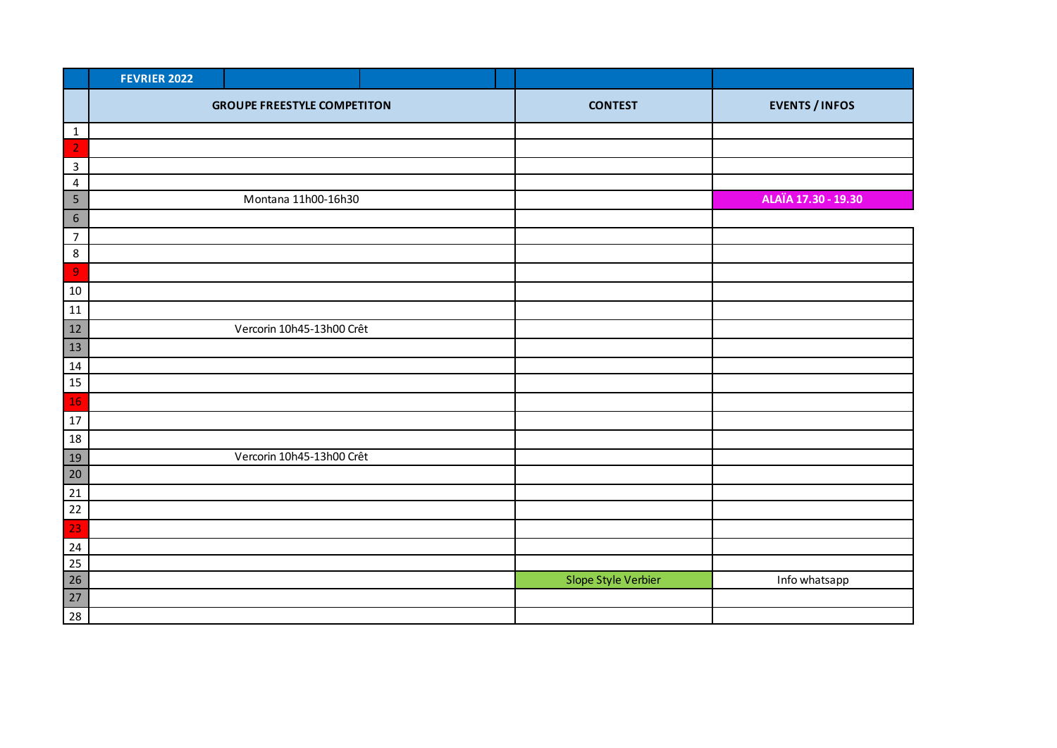| FEVRIER 2022 | GROUPE FREESTYLE COMPETITON | CONTEST | EVENTS / INFOS |
|---|---|---|---|
| 1 | | | |
| 2 | | | |
| 3 | | | |
| 4 | | | |
| 5 | Montana 11h00-16h30 | | ALAÏA 17.30 - 19.30 |
| 6 | | | |
| 7 | | | |
| 8 | | | |
| 9 | | | |
| 10 | | | |
| 11 | | | |
| 12 | Vercorin 10h45-13h00 Crêt | | |
| 13 | | | |
| 14 | | | |
| 15 | | | |
| 16 | | | |
| 17 | | | |
| 18 | | | |
| 19 | Vercorin 10h45-13h00 Crêt | | |
| 20 | | | |
| 21 | | | |
| 22 | | | |
| 23 | | | |
| 24 | | | |
| 25 | | | |
| 26 | | Slope Style Verbier | Info whatsapp |
| 27 | | | |
| 28 | | | |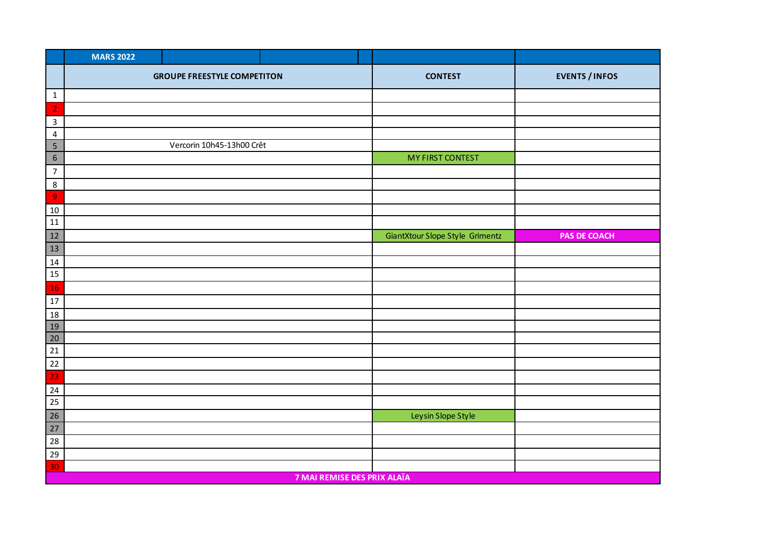| | MARS 2022 | CONTEST | EVENTS / INFOS |
|---|---|---|---|
| | GROUPE FREESTYLE COMPETITON | CONTEST | EVENTS / INFOS |
| 1 | | | |
| 2 | | | |
| 3 | | | |
| 4 | | | |
| 5 | Vercorin 10h45-13h00 Crêt | | |
| 6 | | MY FIRST CONTEST | |
| 7 | | | |
| 8 | | | |
| 9 | | | |
| 10 | | | |
| 11 | | | |
| 12 | | GiantXtour Slope Style Grimentz | PAS DE COACH |
| 13 | | | |
| 14 | | | |
| 15 | | | |
| 16 | | | |
| 17 | | | |
| 18 | | | |
| 19 | | | |
| 20 | | | |
| 21 | | | |
| 22 | | | |
| 23 | | | |
| 24 | | | |
| 25 | | | |
| 26 | | Leysin Slope Style | |
| 27 | | | |
| 28 | | | |
| 29 | | | |
| 30 | | | |
| 7 MAI REMISE DES PRIX ALAÏA | | | |